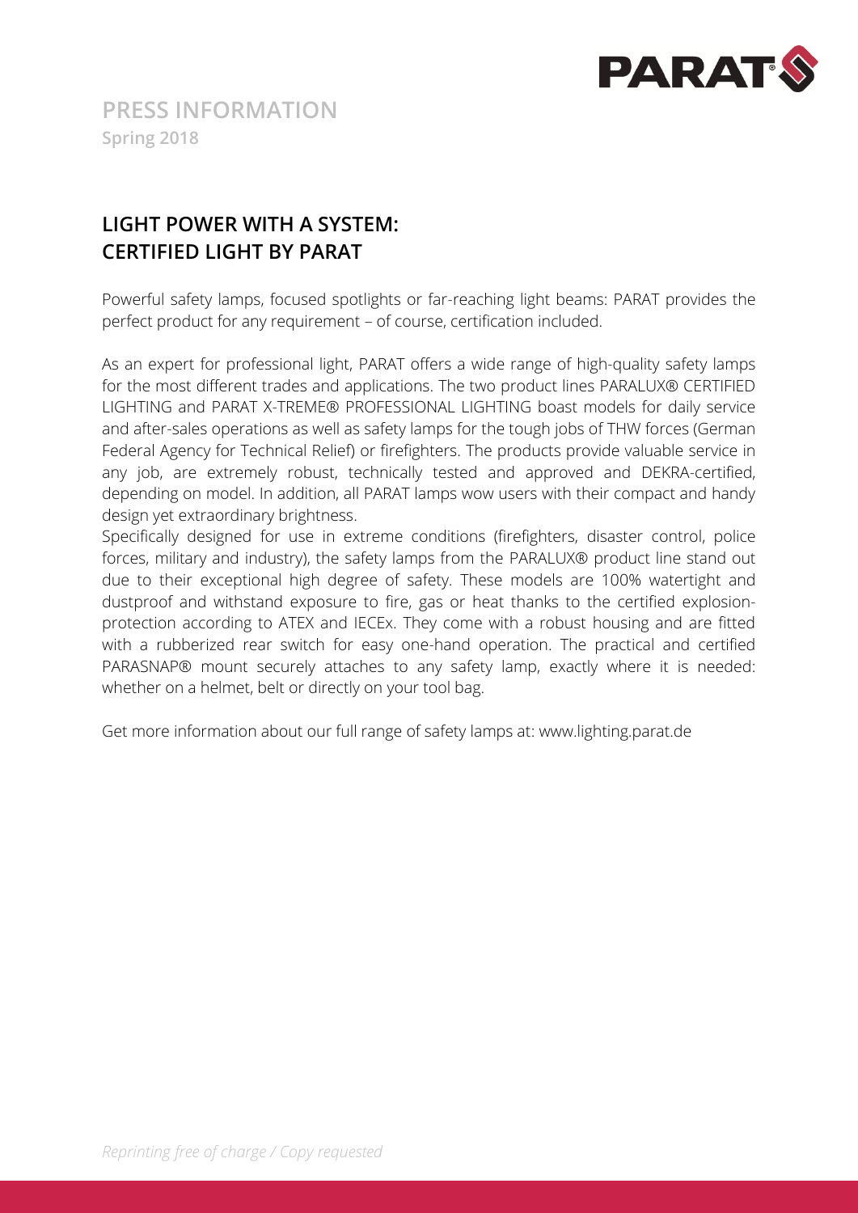# PRESS INFORMATION

**Spring 2018**

## LIGHT POWER WITH A SYSTEM: CERTIFIED LIGHT BY PARAT

Powerful safety lamps, focused spotlights or far-reaching light beams: PARAT provides the perfect product for any requirement – of course, certification included.

As an expert for professional light, PARAT offers a wide range of high-quality safety lamps for the most different trades and applications. The two product lines PARALUX® CERTIFIED LIGHTING and PARAT X-TREME® PROFESSIONAL LIGHTING boast models for daily service and after-sales operations as well as safety lamps for the tough jobs of THW forces (German Federal Agency for Technical Relief) or firefighters. The products provide valuable service in any job, are extremely robust, technically tested and approved and DEKRA-certified, depending on model. In addition, all PARAT lamps wow users with their compact and handy design yet extraordinary brightness.

Specifically designed for use in extreme conditions (firefighters, disaster control, police forces, military and industry), the safety lamps from the PARALUX® product line stand out due to their exceptional high degree of safety. These models are 100% watertight and dustproof and withstand exposure to fire, gas or heat thanks to the certified explosion-protection according to ATEX and IECEx. They come with a robust housing and are fitted with a rubberized rear switch for easy one-hand operation. The practical and certified PARASNAP® mount securely attaches to any safety lamp, exactly where it is needed: whether on a helmet, belt or directly on your tool bag.

Get more information about our full range of safety lamps at: www.lighting.parat.de

*Reprinting free of charge / Copy requested*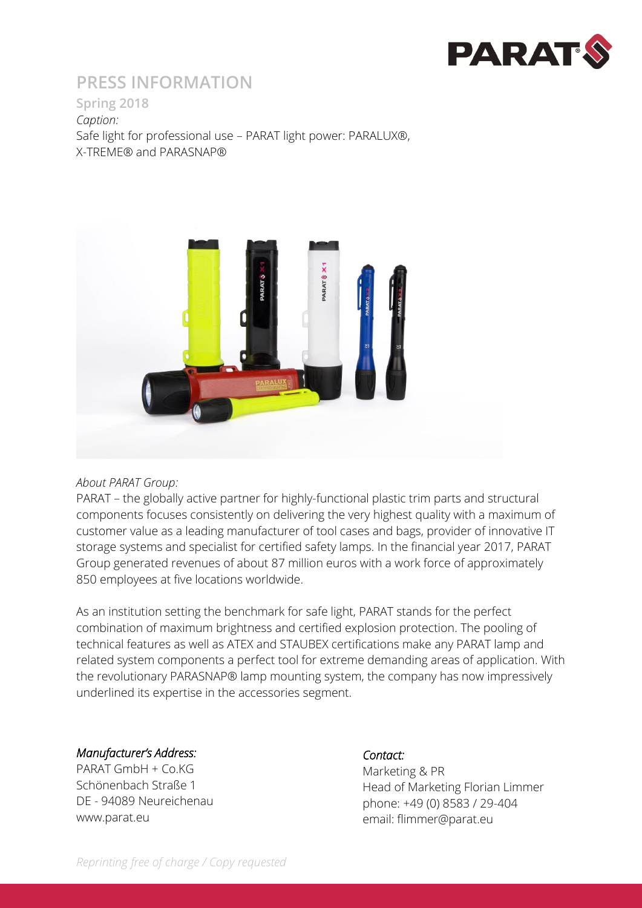# PRESS INFORMATION

**Spring 2018**

*Caption:*

Safe light for professional use – PARAT light power: PARALUX®, X-TREME® and PARASNAP®

*About PARAT Group:*

PARAT – the globally active partner for highly-functional plastic trim parts and structural components focuses consistently on delivering the very highest quality with a maximum of customer value as a leading manufacturer of tool cases and bags, provider of innovative IT storage systems and specialist for certified safety lamps. In the financial year 2017, PARAT Group generated revenues of about 87 million euros with a work force of approximately 850 employees at five locations worldwide.

As an institution setting the benchmark for safe light, PARAT stands for the perfect combination of maximum brightness and certified explosion protection. The pooling of technical features as well as ATEX and STAUBEX certifications make any PARAT lamp and related system components a perfect tool for extreme demanding areas of application. With the revolutionary PARASNAP® lamp mounting system, the company has now impressively underlined its expertise in the accessories segment.

*Manufacturer's Address:*

PARAT GmbH + Co.KG
Schönenbach Straße 1
DE - 94089 Neureichenau
www.parat.eu

*Contact:*

Marketing & PR
Head of Marketing Florian Limmer
phone: +49 (0) 8583 / 29-404
email: flimmer@parat.eu

*Reprinting free of charge / Copy requested*